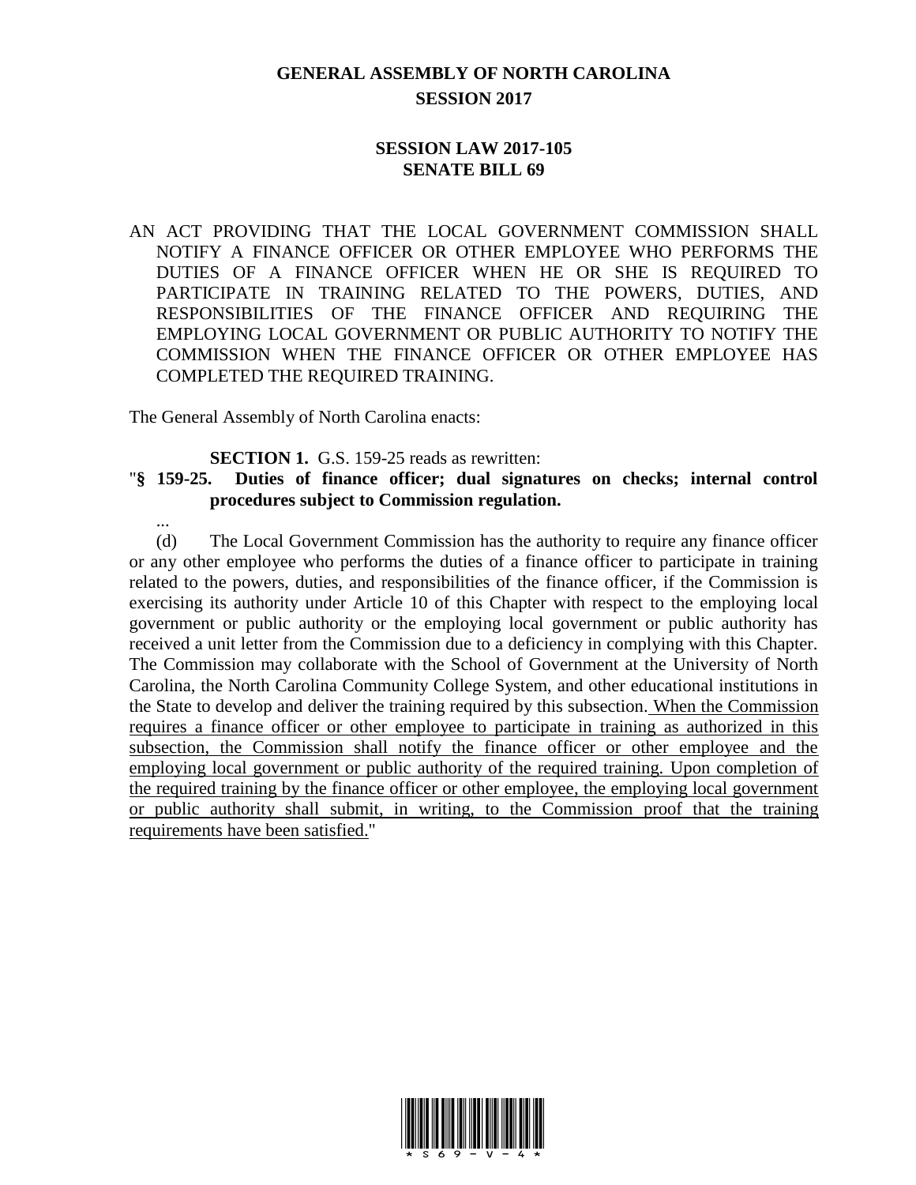# GENERAL ASSEMBLY OF NORTH CAROLINA
## SESSION 2017

### SESSION LAW 2017-105
### SENATE BILL 69

AN ACT PROVIDING THAT THE LOCAL GOVERNMENT COMMISSION SHALL NOTIFY A FINANCE OFFICER OR OTHER EMPLOYEE WHO PERFORMS THE DUTIES OF A FINANCE OFFICER WHEN HE OR SHE IS REQUIRED TO PARTICIPATE IN TRAINING RELATED TO THE POWERS, DUTIES, AND RESPONSIBILITIES OF THE FINANCE OFFICER AND REQUIRING THE EMPLOYING LOCAL GOVERNMENT OR PUBLIC AUTHORITY TO NOTIFY THE COMMISSION WHEN THE FINANCE OFFICER OR OTHER EMPLOYEE HAS COMPLETED THE REQUIRED TRAINING.

The General Assembly of North Carolina enacts:

**SECTION 1.** G.S. 159-25 reads as rewritten:

"**§ 159-25. Duties of finance officer; dual signatures on checks; internal control procedures subject to Commission regulation.**

...

(d) The Local Government Commission has the authority to require any finance officer or any other employee who performs the duties of a finance officer to participate in training related to the powers, duties, and responsibilities of the finance officer, if the Commission is exercising its authority under Article 10 of this Chapter with respect to the employing local government or public authority or the employing local government or public authority has received a unit letter from the Commission due to a deficiency in complying with this Chapter. The Commission may collaborate with the School of Government at the University of North Carolina, the North Carolina Community College System, and other educational institutions in the State to develop and deliver the training required by this subsection. <u>When the Commission requires a finance officer or other employee to participate in training as authorized in this subsection, the Commission shall notify the finance officer or other employee and the employing local government or public authority of the required training. Upon completion of the required training by the finance officer or other employee, the employing local government or public authority shall submit, in writing, to the Commission proof that the training requirements have been satisfied.</u>"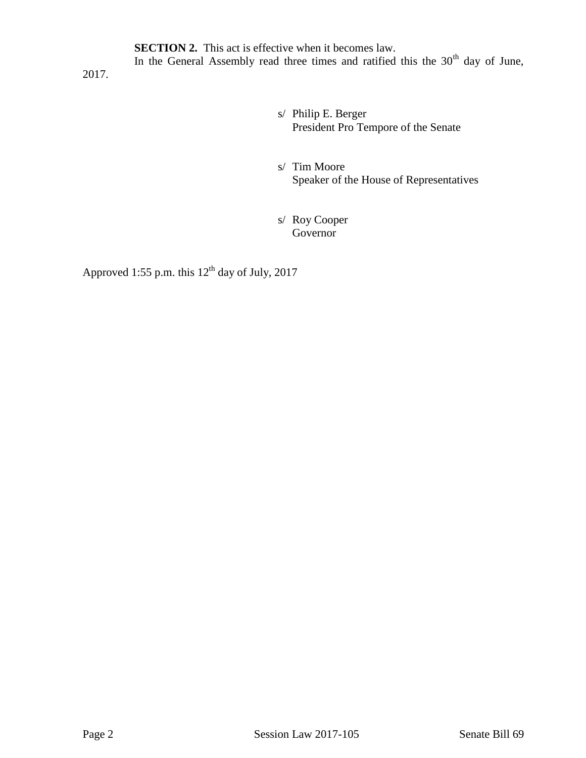**SECTION 2.** This act is effective when it becomes law.

In the General Assembly read three times and ratified this the 30th day of June, 2017.

s/ Philip E. Berger
President Pro Tempore of the Senate

s/ Tim Moore
Speaker of the House of Representatives

s/ Roy Cooper
Governor

Approved 1:55 p.m. this 12th day of July, 2017